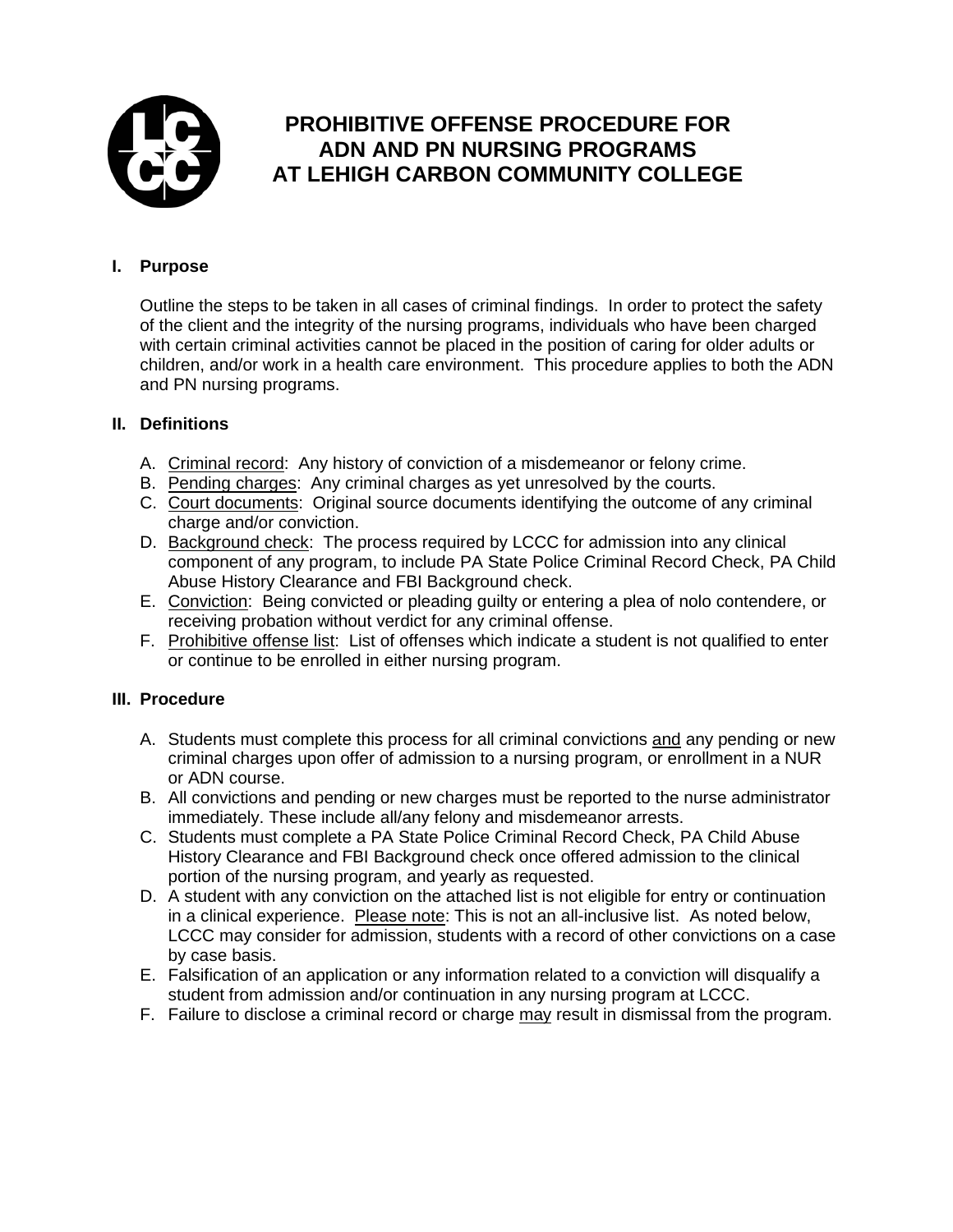# PROHIBITIVE OFFENSE PROCEDURE FOR ADN AND PN NURSING PROGRAMS AT LEHIGH CARBON COMMUNITY COLLEGE

## I. Purpose

Outline the steps to be taken in all cases of criminal findings. In order to protect the safety of the client and the integrity of the nursing programs, individuals who have been charged with certain criminal activities cannot be placed in the position of caring for older adults or children, and/or work in a health care environment. This procedure applies to both the ADN and PN nursing programs.

## II. Definitions

A. Criminal record: Any history of conviction of a misdemeanor or felony crime.
B. Pending charges: Any criminal charges as yet unresolved by the courts.
C. Court documents: Original source documents identifying the outcome of any criminal charge and/or conviction.
D. Background check: The process required by LCCC for admission into any clinical component of any program, to include PA State Police Criminal Record Check, PA Child Abuse History Clearance and FBI Background check.
E. Conviction: Being convicted or pleading guilty or entering a plea of nolo contendere, or receiving probation without verdict for any criminal offense.
F. Prohibitive offense list: List of offenses which indicate a student is not qualified to enter or continue to be enrolled in either nursing program.

## III. Procedure

A. Students must complete this process for all criminal convictions and any pending or new criminal charges upon offer of admission to a nursing program, or enrollment in a NUR or ADN course.
B. All convictions and pending or new charges must be reported to the nurse administrator immediately. These include all/any felony and misdemeanor arrests.
C. Students must complete a PA State Police Criminal Record Check, PA Child Abuse History Clearance and FBI Background check once offered admission to the clinical portion of the nursing program, and yearly as requested.
D. A student with any conviction on the attached list is not eligible for entry or continuation in a clinical experience. Please note: This is not an all-inclusive list. As noted below, LCCC may consider for admission, students with a record of other convictions on a case by case basis.
E. Falsification of an application or any information related to a conviction will disqualify a student from admission and/or continuation in any nursing program at LCCC.
F. Failure to disclose a criminal record or charge may result in dismissal from the program.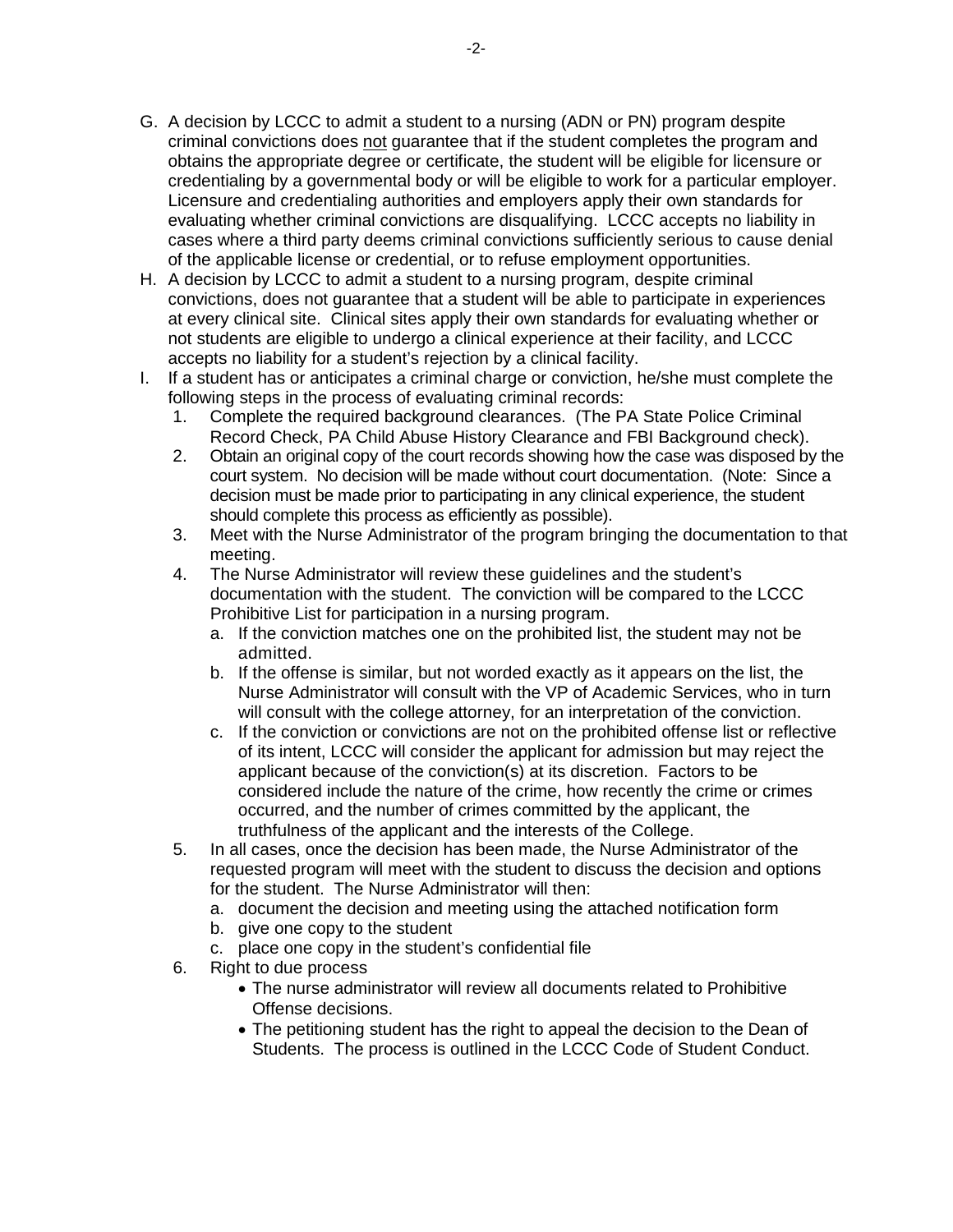G. A decision by LCCC to admit a student to a nursing (ADN or PN) program despite criminal convictions does not guarantee that if the student completes the program and obtains the appropriate degree or certificate, the student will be eligible for licensure or credentialing by a governmental body or will be eligible to work for a particular employer. Licensure and credentialing authorities and employers apply their own standards for evaluating whether criminal convictions are disqualifying. LCCC accepts no liability in cases where a third party deems criminal convictions sufficiently serious to cause denial of the applicable license or credential, or to refuse employment opportunities.

H. A decision by LCCC to admit a student to a nursing program, despite criminal convictions, does not guarantee that a student will be able to participate in experiences at every clinical site. Clinical sites apply their own standards for evaluating whether or not students are eligible to undergo a clinical experience at their facility, and LCCC accepts no liability for a student's rejection by a clinical facility.

I. If a student has or anticipates a criminal charge or conviction, he/she must complete the following steps in the process of evaluating criminal records:

   1. Complete the required background clearances. (The PA State Police Criminal Record Check, PA Child Abuse History Clearance and FBI Background check).
   2. Obtain an original copy of the court records showing how the case was disposed by the court system. No decision will be made without court documentation. (Note: Since a decision must be made prior to participating in any clinical experience, the student should complete this process as efficiently as possible).
   3. Meet with the Nurse Administrator of the program bringing the documentation to that meeting.
   4. The Nurse Administrator will review these guidelines and the student's documentation with the student. The conviction will be compared to the LCCC Prohibitive List for participation in a nursing program.
      a. If the conviction matches one on the prohibited list, the student may not be admitted.
      b. If the offense is similar, but not worded exactly as it appears on the list, the Nurse Administrator will consult with the VP of Academic Services, who in turn will consult with the college attorney, for an interpretation of the conviction.
      c. If the conviction or convictions are not on the prohibited offense list or reflective of its intent, LCCC will consider the applicant for admission but may reject the applicant because of the conviction(s) at its discretion. Factors to be considered include the nature of the crime, how recently the crime or crimes occurred, and the number of crimes committed by the applicant, the truthfulness of the applicant and the interests of the College.
   5. In all cases, once the decision has been made, the Nurse Administrator of the requested program will meet with the student to discuss the decision and options for the student. The Nurse Administrator will then:
      a. document the decision and meeting using the attached notification form
      b. give one copy to the student
      c. place one copy in the student's confidential file
   6. Right to due process
      - The nurse administrator will review all documents related to Prohibitive Offense decisions.
      - The petitioning student has the right to appeal the decision to the Dean of Students. The process is outlined in the LCCC Code of Student Conduct.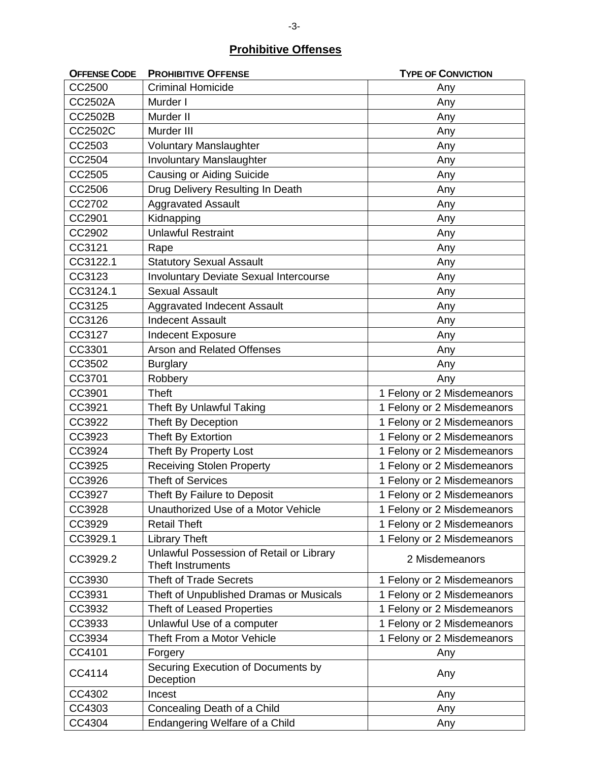## **Prohibitive Offenses**

| OFFENSE CODE | PROHIBITIVE OFFENSE | TYPE OF CONVICTION |
|---|---|---|
| CC2500 | Criminal Homicide | Any |
| CC2502A | Murder I | Any |
| CC2502B | Murder II | Any |
| CC2502C | Murder III | Any |
| CC2503 | Voluntary Manslaughter | Any |
| CC2504 | Involuntary Manslaughter | Any |
| CC2505 | Causing or Aiding Suicide | Any |
| CC2506 | Drug Delivery Resulting In Death | Any |
| CC2702 | Aggravated Assault | Any |
| CC2901 | Kidnapping | Any |
| CC2902 | Unlawful Restraint | Any |
| CC3121 | Rape | Any |
| CC3122.1 | Statutory Sexual Assault | Any |
| CC3123 | Involuntary Deviate Sexual Intercourse | Any |
| CC3124.1 | Sexual Assault | Any |
| CC3125 | Aggravated Indecent Assault | Any |
| CC3126 | Indecent Assault | Any |
| CC3127 | Indecent Exposure | Any |
| CC3301 | Arson and Related Offenses | Any |
| CC3502 | Burglary | Any |
| CC3701 | Robbery | Any |
| CC3901 | Theft | 1 Felony or 2 Misdemeanors |
| CC3921 | Theft By Unlawful Taking | 1 Felony or 2 Misdemeanors |
| CC3922 | Theft By Deception | 1 Felony or 2 Misdemeanors |
| CC3923 | Theft By Extortion | 1 Felony or 2 Misdemeanors |
| CC3924 | Theft By Property Lost | 1 Felony or 2 Misdemeanors |
| CC3925 | Receiving Stolen Property | 1 Felony or 2 Misdemeanors |
| CC3926 | Theft of Services | 1 Felony or 2 Misdemeanors |
| CC3927 | Theft By Failure to Deposit | 1 Felony or 2 Misdemeanors |
| CC3928 | Unauthorized Use of a Motor Vehicle | 1 Felony or 2 Misdemeanors |
| CC3929 | Retail Theft | 1 Felony or 2 Misdemeanors |
| CC3929.1 | Library Theft | 1 Felony or 2 Misdemeanors |
| CC3929.2 | Unlawful Possession of Retail or Library Theft Instruments | 2 Misdemeanors |
| CC3930 | Theft of Trade Secrets | 1 Felony or 2 Misdemeanors |
| CC3931 | Theft of Unpublished Dramas or Musicals | 1 Felony or 2 Misdemeanors |
| CC3932 | Theft of Leased Properties | 1 Felony or 2 Misdemeanors |
| CC3933 | Unlawful Use of a computer | 1 Felony or 2 Misdemeanors |
| CC3934 | Theft From a Motor Vehicle | 1 Felony or 2 Misdemeanors |
| CC4101 | Forgery | Any |
| CC4114 | Securing Execution of Documents by Deception | Any |
| CC4302 | Incest | Any |
| CC4303 | Concealing Death of a Child | Any |
| CC4304 | Endangering Welfare of a Child | Any |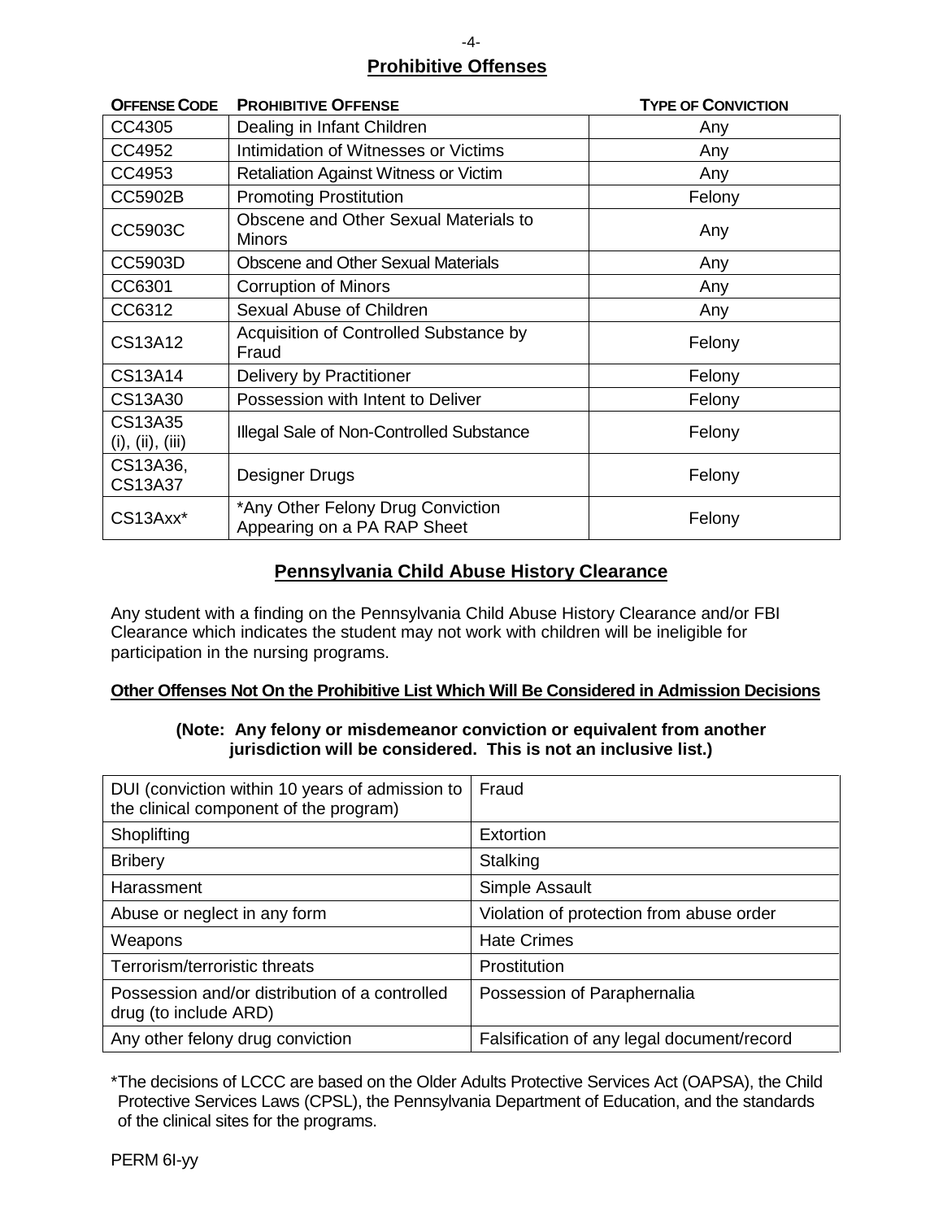## Prohibitive Offenses

| OFFENSE CODE | PROHIBITIVE OFFENSE | TYPE OF CONVICTION |
|---|---|---|
| CC4305 | Dealing in Infant Children | Any |
| CC4952 | Intimidation of Witnesses or Victims | Any |
| CC4953 | Retaliation Against Witness or Victim | Any |
| CC5902B | Promoting Prostitution | Felony |
| CC5903C | Obscene and Other Sexual Materials to Minors | Any |
| CC5903D | Obscene and Other Sexual Materials | Any |
| CC6301 | Corruption of Minors | Any |
| CC6312 | Sexual Abuse of Children | Any |
| CS13A12 | Acquisition of Controlled Substance by Fraud | Felony |
| CS13A14 | Delivery by Practitioner | Felony |
| CS13A30 | Possession with Intent to Deliver | Felony |
| CS13A35 (i), (ii), (iii) | Illegal Sale of Non-Controlled Substance | Felony |
| CS13A36, CS13A37 | Designer Drugs | Felony |
| CS13Axx* | *Any Other Felony Drug Conviction Appearing on a PA RAP Sheet | Felony |

## Pennsylvania Child Abuse History Clearance

Any student with a finding on the Pennsylvania Child Abuse History Clearance and/or FBI Clearance which indicates the student may not work with children will be ineligible for participation in the nursing programs.

**Other Offenses Not On the Prohibitive List Which Will Be Considered in Admission Decisions**

**(Note: Any felony or misdemeanor conviction or equivalent from another jurisdiction will be considered. This is not an inclusive list.)**

| | |
|---|---|
| DUI (conviction within 10 years of admission to the clinical component of the program) | Fraud |
| Shoplifting | Extortion |
| Bribery | Stalking |
| Harassment | Simple Assault |
| Abuse or neglect in any form | Violation of protection from abuse order |
| Weapons | Hate Crimes |
| Terrorism/terroristic threats | Prostitution |
| Possession and/or distribution of a controlled drug (to include ARD) | Possession of Paraphernalia |
| Any other felony drug conviction | Falsification of any legal document/record |

*The decisions of LCCC are based on the Older Adults Protective Services Act (OAPSA), the Child Protective Services Laws (CPSL), the Pennsylvania Department of Education, and the standards of the clinical sites for the programs.

PERM 6I-yy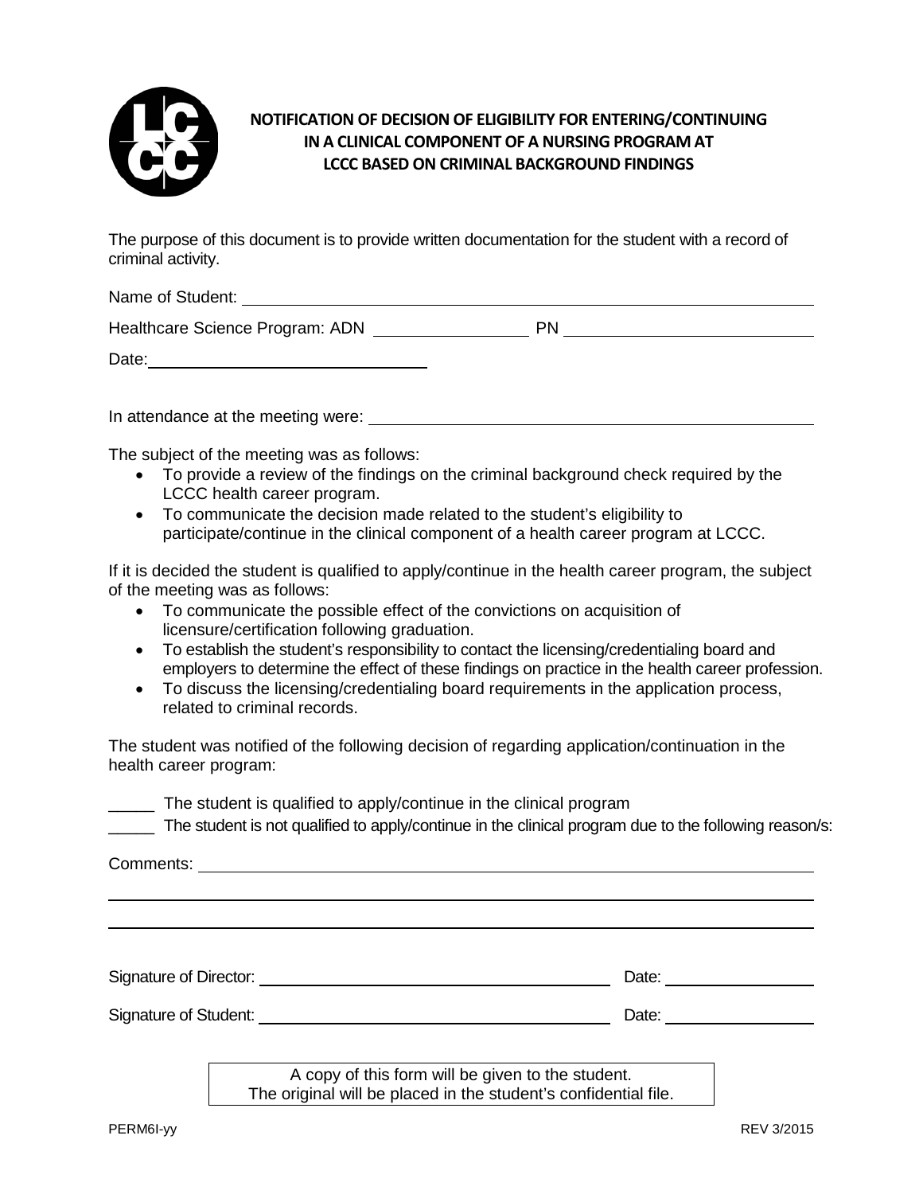# NOTIFICATION OF DECISION OF ELIGIBILITY FOR ENTERING/CONTINUING IN A CLINICAL COMPONENT OF A NURSING PROGRAM AT LCCC BASED ON CRIMINAL BACKGROUND FINDINGS

The purpose of this document is to provide written documentation for the student with a record of criminal activity.

Name of Student: ______________________________________________

Healthcare Science Program: ADN ______________ PN ____________________

Date: ______________________

In attendance at the meeting were: ____________________________________

The subject of the meeting was as follows:

- To provide a review of the findings on the criminal background check required by the LCCC health career program.
- To communicate the decision made related to the student's eligibility to participate/continue in the clinical component of a health career program at LCCC.

If it is decided the student is qualified to apply/continue in the health career program, the subject of the meeting was as follows:

- To communicate the possible effect of the convictions on acquisition of licensure/certification following graduation.
- To establish the student's responsibility to contact the licensing/credentialing board and employers to determine the effect of these findings on practice in the health career profession.
- To discuss the licensing/credentialing board requirements in the application process, related to criminal records.

The student was notified of the following decision of regarding application/continuation in the health career program:

_____ The student is qualified to apply/continue in the clinical program

_____ The student is not qualified to apply/continue in the clinical program due to the following reason/s:

Comments: ______________________________________________________

________________________________________________________________

________________________________________________________________

Signature of Director: ______________________________ Date: ____________

Signature of Student: ______________________________ Date: ____________

A copy of this form will be given to the student.
The original will be placed in the student's confidential file.

PERM6I-yy REV 3/2015